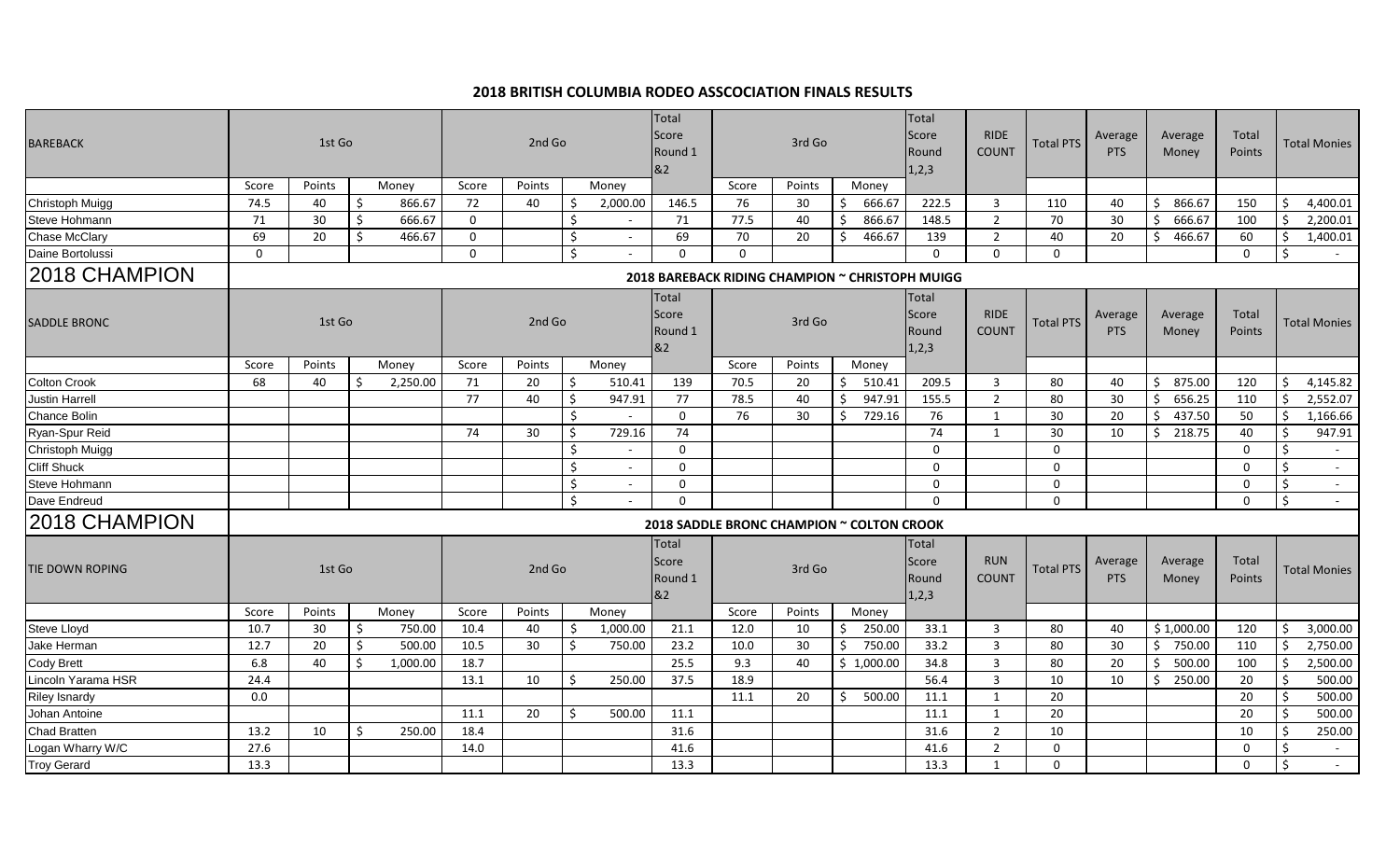# 2018 BRITISH COLUMBIA RODEO ASSCOCIATION FINALS RESULTS

| BAREBACK | 1st Go | | | 2nd Go | | | Total Score Round 1 &2 | 3rd Go | | | Total Score Round 1,2,3 | RIDE COUNT | Total PTS | Average PTS | Average Money | Total Points | Total Monies |
|---|---|---|---|---|---|---|---|---|---|---|---|---|---|---|---|---|---|
| | Score | Points | Money | Score | Points | Money | | Score | Points | Money | | | | | | | |
| Christoph Muigg | 74.5 | 40 | $ 866.67 | 72 | 40 | $ 2,000.00 | 146.5 | 76 | 30 | $ 666.67 | 222.5 | 3 | 110 | 40 | $ 866.67 | 150 | $ 4,400.01 |
| Steve Hohmann | 71 | 30 | $ 666.67 | 0 | | $ - | 71 | 77.5 | 40 | $ 866.67 | 148.5 | 2 | 70 | 30 | $ 666.67 | 100 | $ 2,200.01 |
| Chase McClary | 69 | 20 | $ 466.67 | 0 | | $ - | 69 | 70 | 20 | $ 466.67 | 139 | 2 | 40 | 20 | $ 466.67 | 60 | $ 1,400.01 |
| Daine Bortolussi | 0 | | | 0 | | $ - | 0 | 0 | | | 0 | 0 | 0 | | | 0 | $ - |

## 2018 CHAMPION

**2018 BAREBACK RIDING CHAMPION ~ CHRISTOPH MUIGG**

| SADDLE BRONC | 1st Go | | | 2nd Go | | | Total Score Round 1 &2 | 3rd Go | | | Total Score Round 1,2,3 | RIDE COUNT | Total PTS | Average PTS | Average Money | Total Points | Total Monies |
|---|---|---|---|---|---|---|---|---|---|---|---|---|---|---|---|---|---|
| | Score | Points | Money | Score | Points | Money | | Score | Points | Money | | | | | | | |
| Colton Crook | 68 | 40 | $ 2,250.00 | 71 | 20 | $ 510.41 | 139 | 70.5 | 20 | $ 510.41 | 209.5 | 3 | 80 | 40 | $ 875.00 | 120 | $ 4,145.82 |
| Justin Harrell | | | | 77 | 40 | $ 947.91 | 77 | 78.5 | 40 | $ 947.91 | 155.5 | 2 | 80 | 30 | $ 656.25 | 110 | $ 2,552.07 |
| Chance Bolin | | | | | | $ - | 0 | 76 | 30 | $ 729.16 | 76 | 1 | 30 | 20 | $ 437.50 | 50 | $ 1,166.66 |
| Ryan-Spur Reid | | | | 74 | 30 | $ 729.16 | 74 | | | | 74 | 1 | 30 | 10 | $ 218.75 | 40 | $ 947.91 |
| Christoph Muigg | | | | | | $ - | 0 | | | | 0 | | 0 | | | 0 | $ - |
| Cliff Shuck | | | | | | $ - | 0 | | | | 0 | | 0 | | | 0 | $ - |
| Steve Hohmann | | | | | | $ - | 0 | | | | 0 | | 0 | | | 0 | $ - |
| Dave Endreud | | | | | | $ - | 0 | | | | 0 | | 0 | | | 0 | $ - |

## 2018 CHAMPION

**2018 SADDLE BRONC CHAMPION ~ COLTON CROOK**

| TIE DOWN ROPING | 1st Go | | | 2nd Go | | | Total Score Round 1 &2 | 3rd Go | | | Total Score Round 1,2,3 | RUN COUNT | Total PTS | Average PTS | Average Money | Total Points | Total Monies |
|---|---|---|---|---|---|---|---|---|---|---|---|---|---|---|---|---|---|
| | Score | Points | Money | Score | Points | Money | | Score | Points | Money | | | | | | | |
| Steve Lloyd | 10.7 | 30 | $ 750.00 | 10.4 | 40 | $ 1,000.00 | 21.1 | 12.0 | 10 | $ 250.00 | 33.1 | 3 | 80 | 40 | $ 1,000.00 | 120 | $ 3,000.00 |
| Jake Herman | 12.7 | 20 | $ 500.00 | 10.5 | 30 | $ 750.00 | 23.2 | 10.0 | 30 | $ 750.00 | 33.2 | 3 | 80 | 30 | $ 750.00 | 110 | $ 2,750.00 |
| Cody Brett | 6.8 | 40 | $ 1,000.00 | 18.7 | | | 25.5 | 9.3 | 40 | $ 1,000.00 | 34.8 | 3 | 80 | 20 | $ 500.00 | 100 | $ 2,500.00 |
| Lincoln Yarama HSR | 24.4 | | | 13.1 | 10 | $ 250.00 | 37.5 | 18.9 | | | 56.4 | 3 | 10 | 10 | $ 250.00 | 20 | $ 500.00 |
| Riley Isnardy | 0.0 | | | | | | | 11.1 | 20 | $ 500.00 | 11.1 | 1 | 20 | | | 20 | $ 500.00 |
| Johan Antoine | | | | 11.1 | 20 | $ 500.00 | 11.1 | | | | 11.1 | 1 | 20 | | | 20 | $ 500.00 |
| Chad Bratten | 13.2 | 10 | $ 250.00 | 18.4 | | | 31.6 | | | | 31.6 | 2 | 10 | | | 10 | $ 250.00 |
| Logan Wharry W/C | 27.6 | | | 14.0 | | | 41.6 | | | | 41.6 | 2 | 0 | | | 0 | $ - |
| Troy Gerard | 13.3 | | | | | | 13.3 | | | | 13.3 | 1 | 0 | | | 0 | $ - |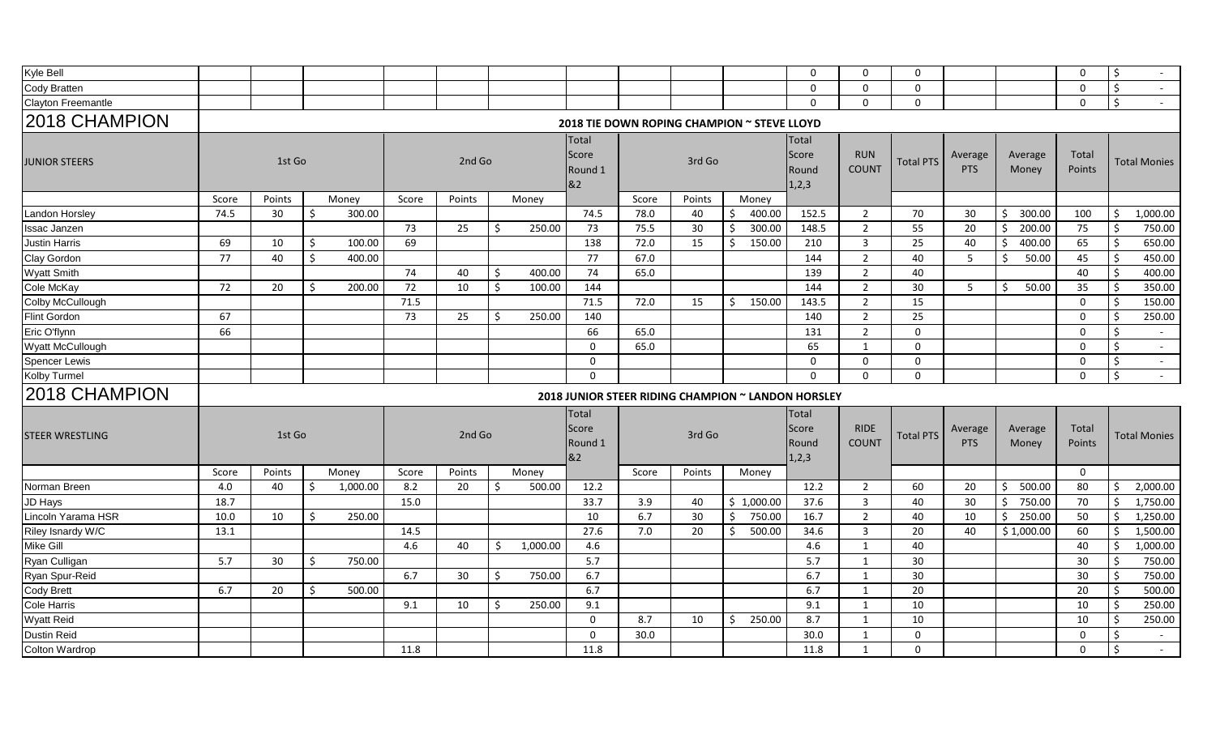| | | | | | | | | | | | | | | | | | | |
|---|---|---|---|---|---|---|---|---|---|---|---|---|---|---|---|---|---|---|
| Kyle Bell | | | | | | | | | | | | 0 | 0 | 0 | | | 0 | $ - |
| Cody Bratten | | | | | | | | | | | | 0 | 0 | 0 | | | 0 | $ - |
| Clayton Freemantle | | | | | | | | | | | | 0 | 0 | 0 | | | 0 | $ - |

## 2018 CHAMPION

**2018 TIE DOWN ROPING CHAMPION ~ STEVE LLOYD**

| JUNIOR STEERS | 1st Go | | | 2nd Go | | | Total Score Round 1 &2 | 3rd Go | | | Total Score Round 1,2,3 | RUN COUNT | Total PTS | Average PTS | Average Money | Total Points | Total Monies |
|---|---|---|---|---|---|---|---|---|---|---|---|---|---|---|---|---|---|
| | Score | Points | Money | Score | Points | Money | | Score | Points | Money | | | | | | | |
| Landon Horsley | 74.5 | 30 | $ 300.00 | | | | 74.5 | 78.0 | 40 | $ 400.00 | 152.5 | 2 | 70 | 30 | $ 300.00 | 100 | $ 1,000.00 |
| Issac Janzen | | | | 73 | 25 | $ 250.00 | 73 | 75.5 | 30 | $ 300.00 | 148.5 | 2 | 55 | 20 | $ 200.00 | 75 | $ 750.00 |
| Justin Harris | 69 | 10 | $ 100.00 | 69 | | | 138 | 72.0 | 15 | $ 150.00 | 210 | 3 | 25 | 40 | $ 400.00 | 65 | $ 650.00 |
| Clay Gordon | 77 | 40 | $ 400.00 | | | | 77 | 67.0 | | | 144 | 2 | 40 | 5 | $ 50.00 | 45 | $ 450.00 |
| Wyatt Smith | | | | 74 | 40 | $ 400.00 | 74 | 65.0 | | | 139 | 2 | 40 | | | 40 | $ 400.00 |
| Cole McKay | 72 | 20 | $ 200.00 | 72 | 10 | $ 100.00 | 144 | | | | 144 | 2 | 30 | 5 | $ 50.00 | 35 | $ 350.00 |
| Colby McCullough | | | | 71.5 | | | 71.5 | 72.0 | 15 | $ 150.00 | 143.5 | 2 | 15 | | | 0 | $ 150.00 |
| Flint Gordon | 67 | | | 73 | 25 | $ 250.00 | 140 | | | | 140 | 2 | 25 | | | 0 | $ 250.00 |
| Eric O'flynn | 66 | | | | | | 66 | 65.0 | | | 131 | 2 | 0 | | | 0 | $ - |
| Wyatt McCullough | | | | | | | 0 | 65.0 | | | 65 | 1 | 0 | | | 0 | $ - |
| Spencer Lewis | | | | | | | 0 | | | | 0 | 0 | 0 | | | 0 | $ - |
| Kolby Turmel | | | | | | | 0 | | | | 0 | 0 | 0 | | | 0 | $ - |

## 2018 CHAMPION

**2018 JUNIOR STEER RIDING CHAMPION ~ LANDON HORSLEY**

| STEER WRESTLING | 1st Go | | | 2nd Go | | | Total Score Round 1 &2 | 3rd Go | | | Total Score Round 1,2,3 | RIDE COUNT | Total PTS | Average PTS | Average Money | Total Points | Total Monies |
|---|---|---|---|---|---|---|---|---|---|---|---|---|---|---|---|---|---|
| | Score | Points | Money | Score | Points | Money | | Score | Points | Money | | | | | | 0 | |
| Norman Breen | 4.0 | 40 | $ 1,000.00 | 8.2 | 20 | $ 500.00 | 12.2 | | | | 12.2 | 2 | 60 | 20 | $ 500.00 | 80 | $ 2,000.00 |
| JD Hays | 18.7 | | | 15.0 | | | 33.7 | 3.9 | 40 | $ 1,000.00 | 37.6 | 3 | 40 | 30 | $ 750.00 | 70 | $ 1,750.00 |
| Lincoln Yarama HSR | 10.0 | 10 | $ 250.00 | | | | 10 | 6.7 | 30 | $ 750.00 | 16.7 | 2 | 40 | 10 | $ 250.00 | 50 | $ 1,250.00 |
| Riley Isnardy W/C | 13.1 | | | 14.5 | | | 27.6 | 7.0 | 20 | $ 500.00 | 34.6 | 3 | 20 | 40 | $ 1,000.00 | 60 | $ 1,500.00 |
| Mike Gill | | | | 4.6 | 40 | $ 1,000.00 | 4.6 | | | | 4.6 | 1 | 40 | | | 40 | $ 1,000.00 |
| Ryan Culligan | 5.7 | 30 | $ 750.00 | | | | 5.7 | | | | 5.7 | 1 | 30 | | | 30 | $ 750.00 |
| Ryan Spur-Reid | | | | 6.7 | 30 | $ 750.00 | 6.7 | | | | 6.7 | 1 | 30 | | | 30 | $ 750.00 |
| Cody Brett | 6.7 | 20 | $ 500.00 | | | | 6.7 | | | | 6.7 | 1 | 20 | | | 20 | $ 500.00 |
| Cole Harris | | | | 9.1 | 10 | $ 250.00 | 9.1 | | | | 9.1 | 1 | 10 | | | 10 | $ 250.00 |
| Wyatt Reid | | | | | | | 0 | 8.7 | 10 | $ 250.00 | 8.7 | 1 | 10 | | | 10 | $ 250.00 |
| Dustin Reid | | | | | | | 0 | 30.0 | | | 30.0 | 1 | 0 | | | 0 | $ - |
| Colton Wardrop | | | | 11.8 | | | 11.8 | | | | 11.8 | 1 | 0 | | | 0 | $ - |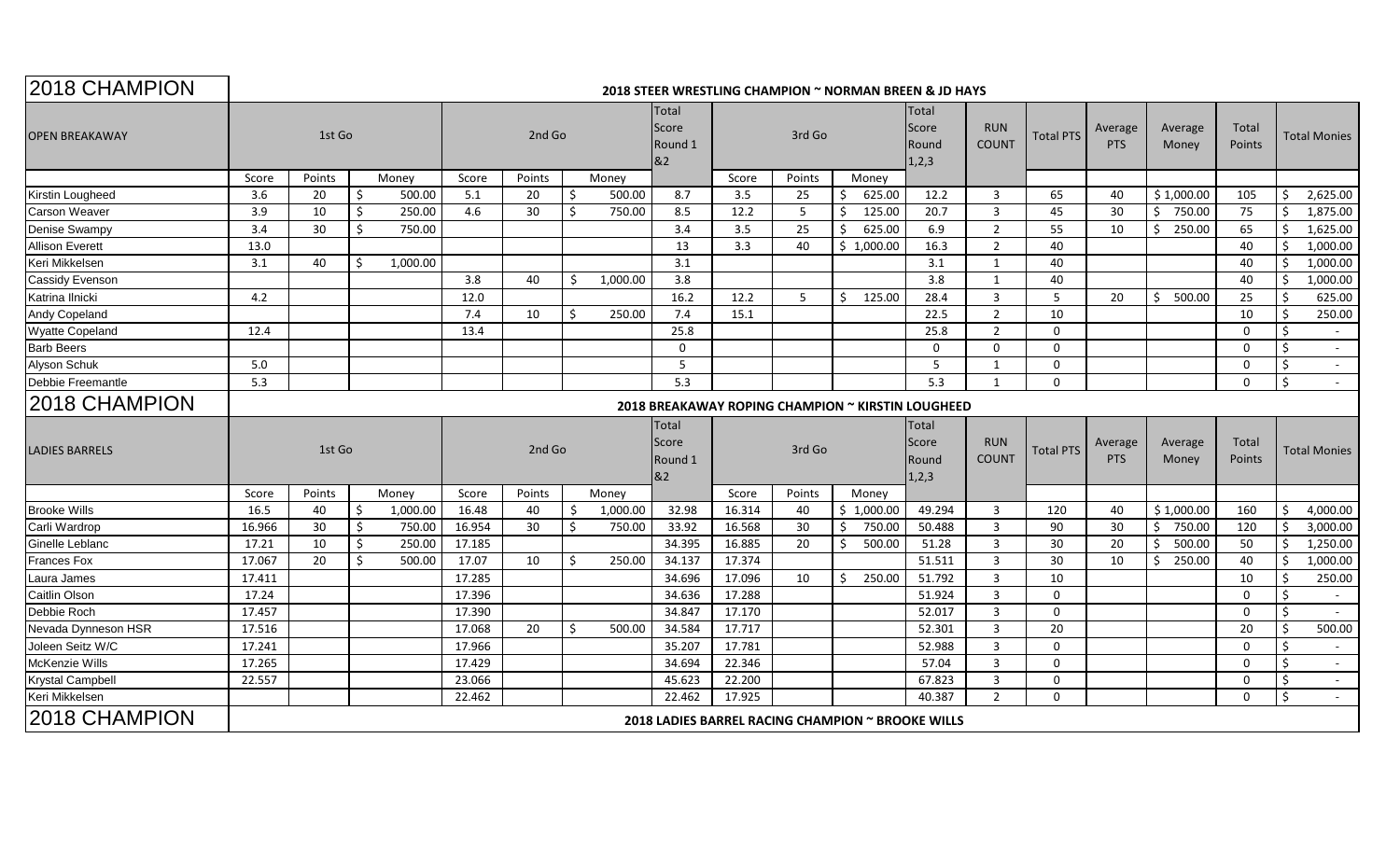| 2018 CHAMPION | 2018 STEER WRESTLING CHAMPION ~ NORMAN BREEN & JD HAYS | | | | | | | | | | | | | | | | | |
|---|---|---|---|---|---|---|---|---|---|---|---|---|---|---|---|---|---|---|
| OPEN BREAKAWAY | 1st Go | | | 2nd Go | | | Total Score Round 1 &2 | 3rd Go | | | Total Score Round 1,2,3 | RUN COUNT | Total PTS | Average PTS | Average Money | Total Points | Total Monies |
| | Score | Points | Money | Score | Points | Money | | Score | Points | Money | | | | | | | |
| Kirstin Lougheed | 3.6 | 20 | $ 500.00 | 5.1 | 20 | $ 500.00 | 8.7 | 3.5 | 25 | $ 625.00 | 12.2 | 3 | 65 | 40 | $ 1,000.00 | 105 | $ 2,625.00 |
| Carson Weaver | 3.9 | 10 | $ 250.00 | 4.6 | 30 | $ 750.00 | 8.5 | 12.2 | 5 | $ 125.00 | 20.7 | 3 | 45 | 30 | $ 750.00 | 75 | $ 1,875.00 |
| Denise Swampy | 3.4 | 30 | $ 750.00 | | | | 3.4 | 3.5 | 25 | $ 625.00 | 6.9 | 2 | 55 | 10 | $ 250.00 | 65 | $ 1,625.00 |
| Allison Everett | 13.0 | | | | | | 13 | 3.3 | 40 | $ 1,000.00 | 16.3 | 2 | 40 | | | 40 | $ 1,000.00 |
| Keri Mikkelsen | 3.1 | 40 | $ 1,000.00 | | | | 3.1 | | | | 3.1 | 1 | 40 | | | 40 | $ 1,000.00 |
| Cassidy Evenson | | | | 3.8 | 40 | $ 1,000.00 | 3.8 | | | | 3.8 | 1 | 40 | | | 40 | $ 1,000.00 |
| Katrina Ilnicki | 4.2 | | | 12.0 | | | 16.2 | 12.2 | 5 | $ 125.00 | 28.4 | 3 | 5 | 20 | $ 500.00 | 25 | $ 625.00 |
| Andy Copeland | | | | 7.4 | 10 | $ 250.00 | 7.4 | 15.1 | | | 22.5 | 2 | 10 | | | 10 | $ 250.00 |
| Wyatte Copeland | 12.4 | | | 13.4 | | | 25.8 | | | | 25.8 | 2 | 0 | | | 0 | $ - |
| Barb Beers | | | | | | | 0 | | | | 0 | 0 | 0 | | | 0 | $ - |
| Alyson Schuk | 5.0 | | | | | | 5 | | | | 5 | 1 | 0 | | | 0 | $ - |
| Debbie Freemantle | 5.3 | | | | | | 5.3 | | | | 5.3 | 1 | 0 | | | 0 | $ - |
| 2018 CHAMPION | 2018 BREAKAWAY ROPING CHAMPION ~ KIRSTIN LOUGHEED | | | | | | | | | | | | | | | | |
| LADIES BARRELS | 1st Go | | | 2nd Go | | | Total Score Round 1 &2 | 3rd Go | | | Total Score Round 1,2,3 | RUN COUNT | Total PTS | Average PTS | Average Money | Total Points | Total Monies |
| | Score | Points | Money | Score | Points | Money | | Score | Points | Money | | | | | | | |
| Brooke Wills | 16.5 | 40 | $ 1,000.00 | 16.48 | 40 | $ 1,000.00 | 32.98 | 16.314 | 40 | $ 1,000.00 | 49.294 | 3 | 120 | 40 | $ 1,000.00 | 160 | $ 4,000.00 |
| Carli Wardrop | 16.966 | 30 | $ 750.00 | 16.954 | 30 | $ 750.00 | 33.92 | 16.568 | 30 | $ 750.00 | 50.488 | 3 | 90 | 30 | $ 750.00 | 120 | $ 3,000.00 |
| Ginelle Leblanc | 17.21 | 10 | $ 250.00 | 17.185 | | | 34.395 | 16.885 | 20 | $ 500.00 | 51.28 | 3 | 30 | 20 | $ 500.00 | 50 | $ 1,250.00 |
| Frances Fox | 17.067 | 20 | $ 500.00 | 17.07 | 10 | $ 250.00 | 34.137 | 17.374 | | | 51.511 | 3 | 30 | 10 | $ 250.00 | 40 | $ 1,000.00 |
| Laura James | 17.411 | | | 17.285 | | | 34.696 | 17.096 | 10 | $ 250.00 | 51.792 | 3 | 10 | | | 10 | $ 250.00 |
| Caitlin Olson | 17.24 | | | 17.396 | | | 34.636 | 17.288 | | | 51.924 | 3 | 0 | | | 0 | $ - |
| Debbie Roch | 17.457 | | | 17.390 | | | 34.847 | 17.170 | | | 52.017 | 3 | 0 | | | 0 | $ - |
| Nevada Dynneson HSR | 17.516 | | | 17.068 | 20 | $ 500.00 | 34.584 | 17.717 | | | 52.301 | 3 | 20 | | | 20 | $ 500.00 |
| Joleen Seitz W/C | 17.241 | | | 17.966 | | | 35.207 | 17.781 | | | 52.988 | 3 | 0 | | | 0 | $ - |
| McKenzie Wills | 17.265 | | | 17.429 | | | 34.694 | 22.346 | | | 57.04 | 3 | 0 | | | 0 | $ - |
| Krystal Campbell | 22.557 | | | 23.066 | | | 45.623 | 22.200 | | | 67.823 | 3 | 0 | | | 0 | $ - |
| Keri Mikkelsen | | | | 22.462 | | | 22.462 | 17.925 | | | 40.387 | 2 | 0 | | | 0 | $ - |
| 2018 CHAMPION | 2018 LADIES BARREL RACING CHAMPION ~ BROOKE WILLS | | | | | | | | | | | | | | | | |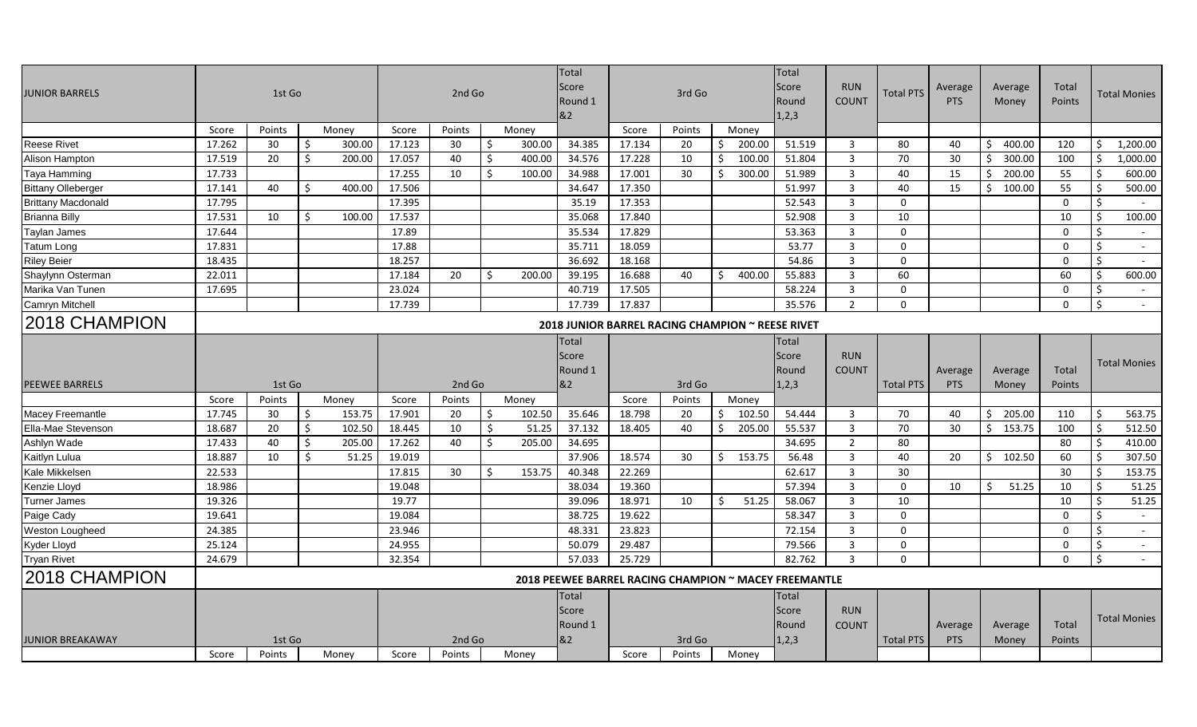| JUNIOR BARRELS | 1st Go | | | 2nd Go | | | Total Score Round 1 &2 | 3rd Go | | | Total Score Round 1,2,3 | RUN COUNT | Total PTS | Average PTS | Average Money | Total Points | Total Monies |
|---|---|---|---|---|---|---|---|---|---|---|---|---|---|---|---|---|---|
| | Score | Points | Money | Score | Points | Money | | Score | Points | Money | | | | | | | |
| Reese Rivet | 17.262 | 30 | $ 300.00 | 17.123 | 30 | $ 300.00 | 34.385 | 17.134 | 20 | $ 200.00 | 51.519 | 3 | 80 | 40 | $ 400.00 | 120 | $ 1,200.00 |
| Alison Hampton | 17.519 | 20 | $ 200.00 | 17.057 | 40 | $ 400.00 | 34.576 | 17.228 | 10 | $ 100.00 | 51.804 | 3 | 70 | 30 | $ 300.00 | 100 | $ 1,000.00 |
| Taya Hamming | 17.733 | | | 17.255 | 10 | $ 100.00 | 34.988 | 17.001 | 30 | $ 300.00 | 51.989 | 3 | 40 | 15 | $ 200.00 | 55 | $ 600.00 |
| Bittany Olleberger | 17.141 | 40 | $ 400.00 | 17.506 | | | 34.647 | 17.350 | | | 51.997 | 3 | 40 | 15 | $ 100.00 | 55 | $ 500.00 |
| Brittany Macdonald | 17.795 | | | 17.395 | | | 35.19 | 17.353 | | | 52.543 | 3 | 0 | | | 0 | $ - |
| Brianna Billy | 17.531 | 10 | $ 100.00 | 17.537 | | | 35.068 | 17.840 | | | 52.908 | 3 | 10 | | | 10 | $ 100.00 |
| Taylan James | 17.644 | | | 17.89 | | | 35.534 | 17.829 | | | 53.363 | 3 | 0 | | | 0 | $ - |
| Tatum Long | 17.831 | | | 17.88 | | | 35.711 | 18.059 | | | 53.77 | 3 | 0 | | | 0 | $ - |
| Riley Beier | 18.435 | | | 18.257 | | | 36.692 | 18.168 | | | 54.86 | 3 | 0 | | | 0 | $ - |
| Shaylynn Osterman | 22.011 | | | 17.184 | 20 | $ 200.00 | 39.195 | 16.688 | 40 | $ 400.00 | 55.883 | 3 | 60 | | | 60 | $ 600.00 |
| Marika Van Tunen | 17.695 | | | 23.024 | | | 40.719 | 17.505 | | | 58.224 | 3 | 0 | | | 0 | $ - |
| Camryn Mitchell | | | | 17.739 | | | 17.739 | 17.837 | | | 35.576 | 2 | 0 | | | 0 | $ - |
| 2018 CHAMPION | 2018 JUNIOR BARREL RACING CHAMPION ~ REESE RIVET | | | | | | | | | | | | | | | | |

| PEEWEE BARRELS | 1st Go | | | 2nd Go | | | Total Score Round 1 &2 | 3rd Go | | | Total Score Round 1,2,3 | RUN COUNT | Total PTS | Average PTS | Average Money | Total Points | Total Monies |
|---|---|---|---|---|---|---|---|---|---|---|---|---|---|---|---|---|---|
| | Score | Points | Money | Score | Points | Money | | Score | Points | Money | | | | | | | |
| Macey Freemantle | 17.745 | 30 | $ 153.75 | 17.901 | 20 | $ 102.50 | 35.646 | 18.798 | 20 | $ 102.50 | 54.444 | 3 | 70 | 40 | $ 205.00 | 110 | $ 563.75 |
| Ella-Mae Stevenson | 18.687 | 20 | $ 102.50 | 18.445 | 10 | $ 51.25 | 37.132 | 18.405 | 40 | $ 205.00 | 55.537 | 3 | 70 | 30 | $ 153.75 | 100 | $ 512.50 |
| Ashlyn Wade | 17.433 | 40 | $ 205.00 | 17.262 | 40 | $ 205.00 | 34.695 | | | | 34.695 | 2 | 80 | | | 80 | $ 410.00 |
| Kaitlyn Lulua | 18.887 | 10 | $ 51.25 | 19.019 | | | 37.906 | 18.574 | 30 | $ 153.75 | 56.48 | 3 | 40 | 20 | $ 102.50 | 60 | $ 307.50 |
| Kale Mikkelsen | 22.533 | | | 17.815 | 30 | $ 153.75 | 40.348 | 22.269 | | | 62.617 | 3 | 30 | | | 30 | $ 153.75 |
| Kenzie Lloyd | 18.986 | | | 19.048 | | | 38.034 | 19.360 | | | 57.394 | 3 | 0 | 10 | $ 51.25 | 10 | $ 51.25 |
| Turner James | 19.326 | | | 19.77 | | | 39.096 | 18.971 | 10 | $ 51.25 | 58.067 | 3 | 10 | | | 10 | $ 51.25 |
| Paige Cady | 19.641 | | | 19.084 | | | 38.725 | 19.622 | | | 58.347 | 3 | 0 | | | 0 | $ - |
| Weston Lougheed | 24.385 | | | 23.946 | | | 48.331 | 23.823 | | | 72.154 | 3 | 0 | | | 0 | $ - |
| Kyder Lloyd | 25.124 | | | 24.955 | | | 50.079 | 29.487 | | | 79.566 | 3 | 0 | | | 0 | $ - |
| Tryan Rivet | 24.679 | | | 32.354 | | | 57.033 | 25.729 | | | 82.762 | 3 | 0 | | | 0 | $ - |
| 2018 CHAMPION | 2018 PEEWEE BARREL RACING CHAMPION ~ MACEY FREEMANTLE | | | | | | | | | | | | | | | | |

| JUNIOR BREAKAWAY | 1st Go | | | 2nd Go | | | Total Score Round 1 &2 | 3rd Go | | | Total Score Round 1,2,3 | RUN COUNT | Total PTS | Average PTS | Average Money | Total Points | Total Monies |
|---|---|---|---|---|---|---|---|---|---|---|---|---|---|---|---|---|---|
| | Score | Points | Money | Score | Points | Money | | Score | Points | Money | | | | | | | |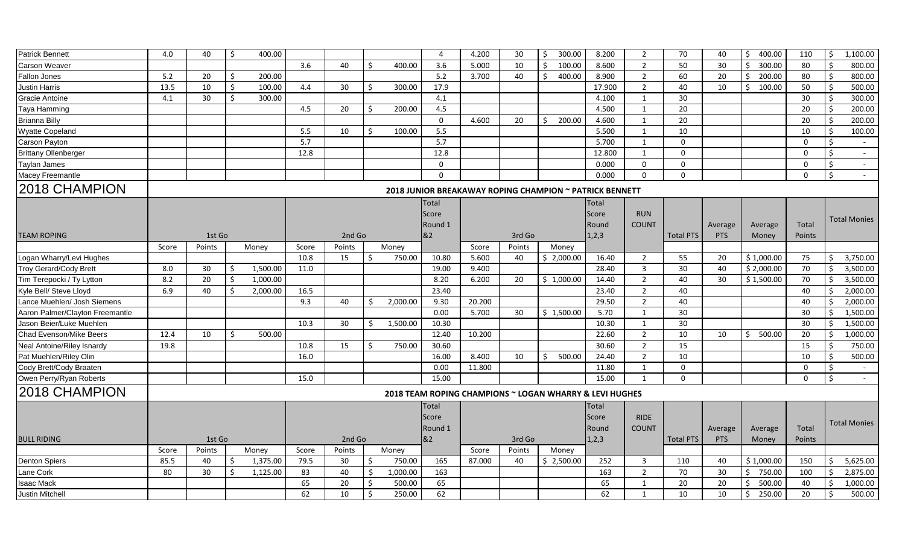| | | | | | | | | | | | | | | | | | | | |
|---|---|---|---|---|---|---|---|---|---|---|---|---|---|---|---|---|---|---|---|
| Patrick Bennett | 4.0 | 40 | $ 400.00 | | | | 4 | 4.200 | 30 | $ 300.00 | 8.200 | 2 | 70 | 40 | $ 400.00 | 110 | $ 1,100.00 |
| Carson Weaver | | | | 3.6 | 40 | $ 400.00 | 3.6 | 5.000 | 10 | $ 100.00 | 8.600 | 2 | 50 | 30 | $ 300.00 | 80 | $ 800.00 |
| Fallon Jones | 5.2 | 20 | $ 200.00 | | | | 5.2 | 3.700 | 40 | $ 400.00 | 8.900 | 2 | 60 | 20 | $ 200.00 | 80 | $ 800.00 |
| Justin Harris | 13.5 | 10 | $ 100.00 | 4.4 | 30 | $ 300.00 | 17.9 | | | | 17.900 | 2 | 40 | 10 | $ 100.00 | 50 | $ 500.00 |
| Gracie Antoine | 4.1 | 30 | $ 300.00 | | | | 4.1 | | | | 4.100 | 1 | 30 | | | 30 | $ 300.00 |
| Taya Hamming | | | | 4.5 | 20 | $ 200.00 | 4.5 | | | | 4.500 | 1 | 20 | | | 20 | $ 200.00 |
| Brianna Billy | | | | | | | 0 | 4.600 | 20 | $ 200.00 | 4.600 | 1 | 20 | | | 20 | $ 200.00 |
| Wyatte Copeland | | | | 5.5 | 10 | $ 100.00 | 5.5 | | | | 5.500 | 1 | 10 | | | 10 | $ 100.00 |
| Carson Payton | | | | 5.7 | | | 5.7 | | | | 5.700 | 1 | 0 | | | 0 | $ - |
| Brittany Ollenberger | | | | 12.8 | | | 12.8 | | | | 12.800 | 1 | 0 | | | 0 | $ - |
| Taylan James | | | | | | | 0 | | | | 0.000 | 0 | 0 | | | 0 | $ - |
| Macey Freemantle | | | | | | | 0 | | | | 0.000 | 0 | 0 | | | 0 | $ - |

## 2018 CHAMPION

**2018 JUNIOR BREAKAWAY ROPING CHAMPION ~ PATRICK BENNETT**

| TEAM ROPING | 1st Go | | | 2nd Go | | | Total Score Round 1 &2 | 3rd Go | | | Total Score Round 1,2,3 | RUN COUNT | Total PTS | Average PTS | Average Money | Total Points | Total Monies |
|---|---|---|---|---|---|---|---|---|---|---|---|---|---|---|---|---|---|
| | Score | Points | Money | Score | Points | Money | | Score | Points | Money | | | | | | | |
| Logan Wharry/Levi Hughes | | | | 10.8 | 15 | $ 750.00 | 10.80 | 5.600 | 40 | $ 2,000.00 | 16.40 | 2 | 55 | 20 | $ 1,000.00 | 75 | $ 3,750.00 |
| Troy Gerard/Cody Brett | 8.0 | 30 | $ 1,500.00 | 11.0 | | | 19.00 | 9.400 | | | 28.40 | 3 | 30 | 40 | $ 2,000.00 | 70 | $ 3,500.00 |
| Tim Terepocki / Ty Lytton | 8.2 | 20 | $ 1,000.00 | | | | 8.20 | 6.200 | 20 | $ 1,000.00 | 14.40 | 2 | 40 | 30 | $ 1,500.00 | 70 | $ 3,500.00 |
| Kyle Bell/ Steve Lloyd | 6.9 | 40 | $ 2,000.00 | 16.5 | | | 23.40 | | | | 23.40 | 2 | 40 | | | 40 | $ 2,000.00 |
| Lance Muehlen/ Josh Siemens | | | | 9.3 | 40 | $ 2,000.00 | 9.30 | 20.200 | | | 29.50 | 2 | 40 | | | 40 | $ 2,000.00 |
| Aaron Palmer/Clayton Freemantle | | | | | | | 0.00 | 5.700 | 30 | $ 1,500.00 | 5.70 | 1 | 30 | | | 30 | $ 1,500.00 |
| Jason Beier/Luke Muehlen | | | | 10.3 | 30 | $ 1,500.00 | 10.30 | | | | 10.30 | 1 | 30 | | | 30 | $ 1,500.00 |
| Chad Evenson/Mike Beers | 12.4 | 10 | $ 500.00 | | | | 12.40 | 10.200 | | | 22.60 | 2 | 10 | 10 | $ 500.00 | 20 | $ 1,000.00 |
| Neal Antoine/Riley Isnardy | 19.8 | | | 10.8 | 15 | $ 750.00 | 30.60 | | | | 30.60 | 2 | 15 | | | 15 | $ 750.00 |
| Pat Muehlen/Riley Olin | | | | 16.0 | | | 16.00 | 8.400 | 10 | $ 500.00 | 24.40 | 2 | 10 | | | 10 | $ 500.00 |
| Cody Brett/Cody Braaten | | | | | | | 0.00 | 11.800 | | | 11.80 | 1 | 0 | | | 0 | $ - |
| Owen Perry/Ryan Roberts | | | | 15.0 | | | 15.00 | | | | 15.00 | 1 | 0 | | | 0 | $ - |

## 2018 CHAMPION

**2018 TEAM ROPING CHAMPIONS ~ LOGAN WHARRY & LEVI HUGHES**

| BULL RIDING | 1st Go | | | 2nd Go | | | Total Score Round 1 &2 | 3rd Go | | | Total Score Round 1,2,3 | RIDE COUNT | Total PTS | Average PTS | Average Money | Total Points | Total Monies |
|---|---|---|---|---|---|---|---|---|---|---|---|---|---|---|---|---|---|
| | Score | Points | Money | Score | Points | Money | | Score | Points | Money | | | | | | | |
| Denton Spiers | 85.5 | 40 | $ 1,375.00 | 79.5 | 30 | $ 750.00 | 165 | 87.000 | 40 | $ 2,500.00 | 252 | 3 | 110 | 40 | $ 1,000.00 | 150 | $ 5,625.00 |
| Lane Cork | 80 | 30 | $ 1,125.00 | 83 | 40 | $ 1,000.00 | 163 | | | | 163 | 2 | 70 | 30 | $ 750.00 | 100 | $ 2,875.00 |
| Isaac Mack | | | | 65 | 20 | $ 500.00 | 65 | | | | 65 | 1 | 20 | 20 | $ 500.00 | 40 | $ 1,000.00 |
| Justin Mitchell | | | | 62 | 10 | $ 250.00 | 62 | | | | 62 | 1 | 10 | 10 | $ 250.00 | 20 | $ 500.00 |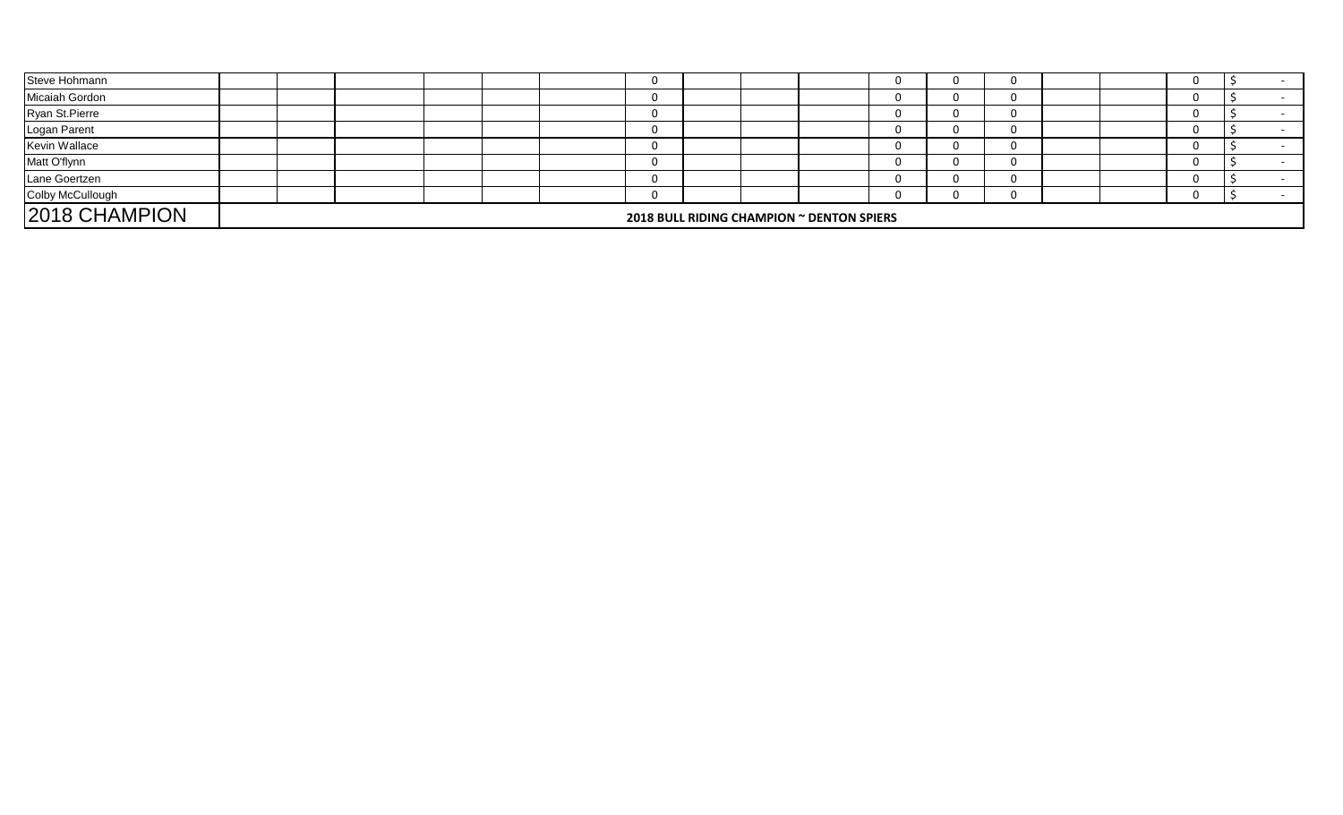| | | | | | | | | | | | | | | | | | |
|---|---|---|---|---|---|---|---|---|---|---|---|---|---|---|---|---|---|
| Steve Hohmann | | | | | | | 0 | | | | 0 | 0 | 0 | | | 0 | $ - |
| Micaiah Gordon | | | | | | | 0 | | | | 0 | 0 | 0 | | | 0 | $ - |
| Ryan St.Pierre | | | | | | | 0 | | | | 0 | 0 | 0 | | | 0 | $ - |
| Logan Parent | | | | | | | 0 | | | | 0 | 0 | 0 | | | 0 | $ - |
| Kevin Wallace | | | | | | | 0 | | | | 0 | 0 | 0 | | | 0 | $ - |
| Matt O'flynn | | | | | | | 0 | | | | 0 | 0 | 0 | | | 0 | $ - |
| Lane Goertzen | | | | | | | 0 | | | | 0 | 0 | 0 | | | 0 | $ - |
| Colby McCullough | | | | | | | 0 | | | | 0 | 0 | 0 | | | 0 | $ - |
| **2018 CHAMPION** | **2018 BULL RIDING CHAMPION ~ DENTON SPIERS** | | | | | | | | | | | | | | | | |